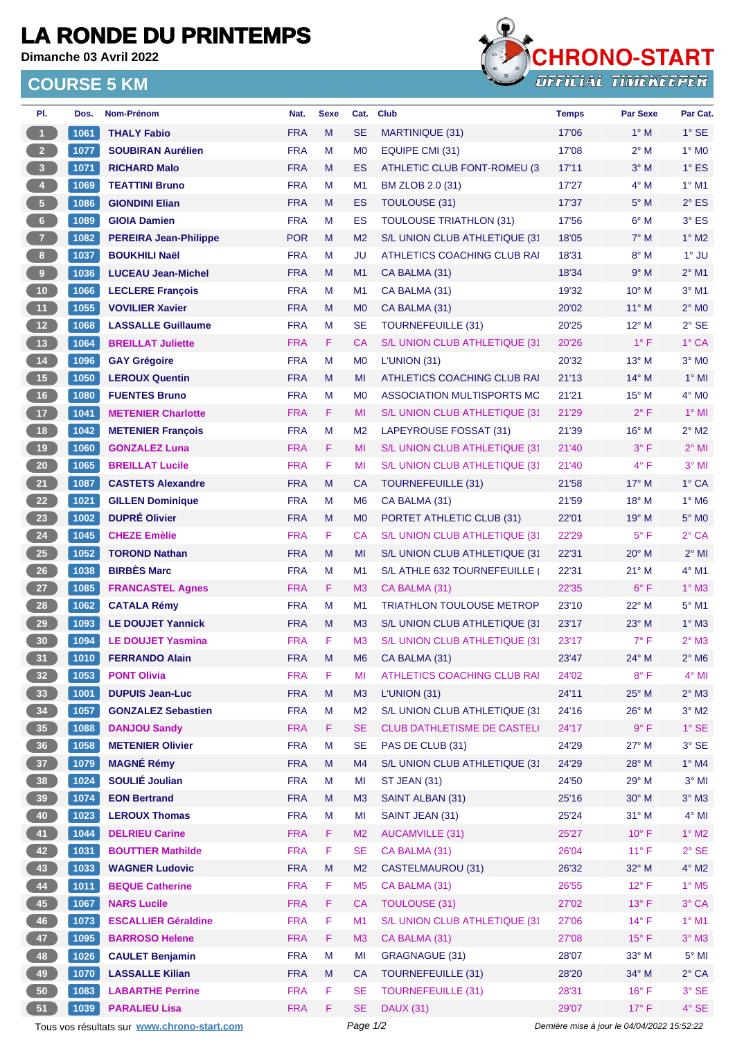# LA RONDE DU PRINTEMPS

**Dimanche 03 Avril 2022**

CHRONO-START
OFFICIAL TIMEKEEPER

## COURSE 5 KM

| Pl. | Dos. | Nom-Prénom | Nat. | Sexe | Cat. | Club | Temps | Par Sexe | Par Cat. |
|---|---|---|---|---|---|---|---|---|---|
| 1 | 1061 | THALY Fabio | FRA | M | SE | MARTINIQUE (31) | 17'06 | 1° M | 1° SE |
| 2 | 1077 | SOUBIRAN Aurélien | FRA | M | M0 | EQUIPE CMI (31) | 17'08 | 2° M | 1° M0 |
| 3 | 1071 | RICHARD Malo | FRA | M | ES | ATHLETIC CLUB FONT-ROMEU (3 | 17'11 | 3° M | 1° ES |
| 4 | 1069 | TEATTINI Bruno | FRA | M | M1 | BM ZLOB 2.0 (31) | 17'27 | 4° M | 1° M1 |
| 5 | 1086 | GIONDINI Elian | FRA | M | ES | TOULOUSE (31) | 17'37 | 5° M | 2° ES |
| 6 | 1089 | GIOIA Damien | FRA | M | ES | TOULOUSE TRIATHLON (31) | 17'56 | 6° M | 3° ES |
| 7 | 1082 | PEREIRA Jean-Philippe | POR | M | M2 | S/L UNION CLUB ATHLETIQUE (31 | 18'05 | 7° M | 1° M2 |
| 8 | 1037 | BOUKHILI Naël | FRA | M | JU | ATHLETICS COACHING CLUB RAI | 18'31 | 8° M | 1° JU |
| 9 | 1036 | LUCEAU Jean-Michel | FRA | M | M1 | CA BALMA (31) | 18'34 | 9° M | 2° M1 |
| 10 | 1066 | LECLERE François | FRA | M | M1 | CA BALMA (31) | 19'32 | 10° M | 3° M1 |
| 11 | 1055 | VOVILIER Xavier | FRA | M | M0 | CA BALMA (31) | 20'02 | 11° M | 2° M0 |
| 12 | 1068 | LASSALLE Guillaume | FRA | M | SE | TOURNEFEUILLE (31) | 20'25 | 12° M | 2° SE |
| 13 | 1064 | BREILLAT Juliette | FRA | F | CA | S/L UNION CLUB ATHLETIQUE (31 | 20'26 | 1° F | 1° CA |
| 14 | 1096 | GAY Grégoire | FRA | M | M0 | L'UNION (31) | 20'32 | 13° M | 3° M0 |
| 15 | 1050 | LEROUX Quentin | FRA | M | MI | ATHLETICS COACHING CLUB RAI | 21'13 | 14° M | 1° MI |
| 16 | 1080 | FUENTES Bruno | FRA | M | M0 | ASSOCIATION MULTISPORTS MC | 21'21 | 15° M | 4° M0 |
| 17 | 1041 | METENIER Charlotte | FRA | F | MI | S/L UNION CLUB ATHLETIQUE (31 | 21'29 | 2° F | 1° MI |
| 18 | 1042 | METENIER François | FRA | M | M2 | LAPEYROUSE FOSSAT (31) | 21'39 | 16° M | 2° M2 |
| 19 | 1060 | GONZALEZ Luna | FRA | F | MI | S/L UNION CLUB ATHLETIQUE (31 | 21'40 | 3° F | 2° MI |
| 20 | 1065 | BREILLAT Lucile | FRA | F | MI | S/L UNION CLUB ATHLETIQUE (31 | 21'40 | 4° F | 3° MI |
| 21 | 1087 | CASTETS Alexandre | FRA | M | CA | TOURNEFEUILLE (31) | 21'58 | 17° M | 1° CA |
| 22 | 1021 | GILLEN Dominique | FRA | M | M6 | CA BALMA (31) | 21'59 | 18° M | 1° M6 |
| 23 | 1002 | DUPRÉ Olivier | FRA | M | M0 | PORTET ATHLETIC CLUB (31) | 22'01 | 19° M | 5° M0 |
| 24 | 1045 | CHEZE Emèlie | FRA | F | CA | S/L UNION CLUB ATHLETIQUE (31 | 22'29 | 5° F | 2° CA |
| 25 | 1052 | TOROND Nathan | FRA | M | MI | S/L UNION CLUB ATHLETIQUE (31 | 22'31 | 20° M | 2° MI |
| 26 | 1038 | BIRBÈS Marc | FRA | M | M1 | S/L ATHLE 632 TOURNEFEUILLE ( | 22'31 | 21° M | 4° M1 |
| 27 | 1085 | FRANCASTEL Agnes | FRA | F | M3 | CA BALMA (31) | 22'35 | 6° F | 1° M3 |
| 28 | 1062 | CATALA Rémy | FRA | M | M1 | TRIATHLON TOULOUSE METROP | 23'10 | 22° M | 5° M1 |
| 29 | 1093 | LE DOUJET Yannick | FRA | M | M3 | S/L UNION CLUB ATHLETIQUE (31 | 23'17 | 23° M | 1° M3 |
| 30 | 1094 | LE DOUJET Yasmina | FRA | F | M3 | S/L UNION CLUB ATHLETIQUE (31 | 23'17 | 7° F | 2° M3 |
| 31 | 1010 | FERRANDO Alain | FRA | M | M6 | CA BALMA (31) | 23'47 | 24° M | 2° M6 |
| 32 | 1053 | PONT Olivia | FRA | F | MI | ATHLETICS COACHING CLUB RAI | 24'02 | 8° F | 4° MI |
| 33 | 1001 | DUPUIS Jean-Luc | FRA | M | M3 | L'UNION (31) | 24'11 | 25° M | 2° M3 |
| 34 | 1057 | GONZALEZ Sebastien | FRA | M | M2 | S/L UNION CLUB ATHLETIQUE (31 | 24'16 | 26° M | 3° M2 |
| 35 | 1088 | DANJOU Sandy | FRA | F | SE | CLUB DATHLETISME DE CASTEL( | 24'17 | 9° F | 1° SE |
| 36 | 1058 | METENIER Olivier | FRA | M | SE | PAS DE CLUB (31) | 24'29 | 27° M | 3° SE |
| 37 | 1079 | MAGNÉ Rémy | FRA | M | M4 | S/L UNION CLUB ATHLETIQUE (31 | 24'29 | 28° M | 1° M4 |
| 38 | 1024 | SOULIÉ Joulian | FRA | M | MI | ST JEAN (31) | 24'50 | 29° M | 3° MI |
| 39 | 1074 | EON Bertrand | FRA | M | M3 | SAINT ALBAN (31) | 25'16 | 30° M | 3° M3 |
| 40 | 1023 | LEROUX Thomas | FRA | M | MI | SAINT JEAN (31) | 25'24 | 31° M | 4° MI |
| 41 | 1044 | DELRIEU Carine | FRA | F | M2 | AUCAMVILLE (31) | 25'27 | 10° F | 1° M2 |
| 42 | 1031 | BOUTTIER Mathilde | FRA | F | SE | CA BALMA (31) | 26'04 | 11° F | 2° SE |
| 43 | 1033 | WAGNER Ludovic | FRA | M | M2 | CASTELMAUROU (31) | 26'32 | 32° M | 4° M2 |
| 44 | 1011 | BEQUE Catherine | FRA | F | M5 | CA BALMA (31) | 26'55 | 12° F | 1° M5 |
| 45 | 1067 | NARS Lucile | FRA | F | CA | TOULOUSE (31) | 27'02 | 13° F | 3° CA |
| 46 | 1073 | ESCALLIER Géraldine | FRA | F | M1 | S/L UNION CLUB ATHLETIQUE (31 | 27'06 | 14° F | 1° M1 |
| 47 | 1095 | BARROSO Helene | FRA | F | M3 | CA BALMA (31) | 27'08 | 15° F | 3° M3 |
| 48 | 1026 | CAULET Benjamin | FRA | M | MI | GRAGNAGUE (31) | 28'07 | 33° M | 5° MI |
| 49 | 1070 | LASSALLE Kilian | FRA | M | CA | TOURNEFEUILLE (31) | 28'20 | 34° M | 2° CA |
| 50 | 1083 | LABARTHE Perrine | FRA | F | SE | TOURNEFEUILLE (31) | 28'31 | 16° F | 3° SE |
| 51 | 1039 | PARALIEU Lisa | FRA | F | SE | DAUX (31) | 29'07 | 17° F | 4° SE |

Tous vos résultats sur www.chrono-start.com — Dernière mise à jour le 04/04/2022 15:52:22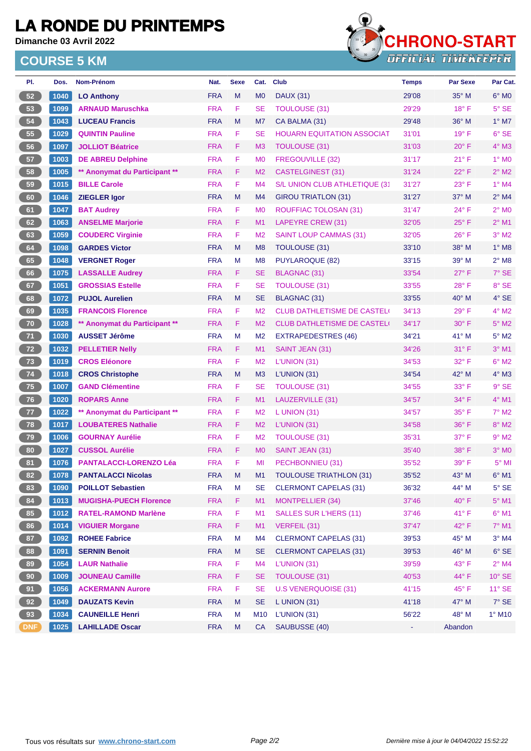# LA RONDE DU PRINTEMPS

**Dimanche 03 Avril 2022**

## COURSE 5 KM

CHRONO-START
OFFICIAL TIMEKEEPER

| Pl. | Dos. | Nom-Prénom | Nat. | Sexe | Cat. | Club | Temps | Par Sexe | Par Cat. |
|---|---|---|---|---|---|---|---|---|---|
| 52 | 1040 | LO Anthony | FRA | M | M0 | DAUX (31) | 29'08 | 35° M | 6° M0 |
| 53 | 1099 | ARNAUD Maruschka | FRA | F | SE | TOULOUSE (31) | 29'29 | 18° F | 5° SE |
| 54 | 1043 | LUCEAU Francis | FRA | M | M7 | CA BALMA (31) | 29'48 | 36° M | 1° M7 |
| 55 | 1029 | QUINTIN Pauline | FRA | F | SE | HOUARN EQUITATION ASSOCIAT | 31'01 | 19° F | 6° SE |
| 56 | 1097 | JOLLIOT Béatrice | FRA | F | M3 | TOULOUSE (31) | 31'03 | 20° F | 4° M3 |
| 57 | 1003 | DE ABREU Delphine | FRA | F | M0 | FREGOUVILLE (32) | 31'17 | 21° F | 1° M0 |
| 58 | 1005 | ** Anonymat du Participant ** | FRA | F | M2 | CASTELGINEST (31) | 31'24 | 22° F | 2° M2 |
| 59 | 1015 | BILLE Carole | FRA | F | M4 | S/L UNION CLUB ATHLETIQUE (31 | 31'27 | 23° F | 1° M4 |
| 60 | 1046 | ZIEGLER Igor | FRA | M | M4 | GIROU TRIATLON (31) | 31'27 | 37° M | 2° M4 |
| 61 | 1047 | BAT Audrey | FRA | F | M0 | ROUFFIAC TOLOSAN (31) | 31'47 | 24° F | 2° M0 |
| 62 | 1063 | ANSELME Marjorie | FRA | F | M1 | LAPEYRE CREW (31) | 32'05 | 25° F | 2° M1 |
| 63 | 1059 | COUDERC Virginie | FRA | F | M2 | SAINT LOUP CAMMAS (31) | 32'05 | 26° F | 3° M2 |
| 64 | 1098 | GARDES Victor | FRA | M | M8 | TOULOUSE (31) | 33'10 | 38° M | 1° M8 |
| 65 | 1048 | VERGNET Roger | FRA | M | M8 | PUYLAROQUE (82) | 33'15 | 39° M | 2° M8 |
| 66 | 1075 | LASSALLE Audrey | FRA | F | SE | BLAGNAC (31) | 33'54 | 27° F | 7° SE |
| 67 | 1051 | GROSSIAS Estelle | FRA | F | SE | TOULOUSE (31) | 33'55 | 28° F | 8° SE |
| 68 | 1072 | PUJOL Aurelien | FRA | M | SE | BLAGNAC (31) | 33'55 | 40° M | 4° SE |
| 69 | 1035 | FRANCOIS Florence | FRA | F | M2 | CLUB DATHLETISME DE CASTEL( | 34'13 | 29° F | 4° M2 |
| 70 | 1028 | ** Anonymat du Participant ** | FRA | F | M2 | CLUB DATHLETISME DE CASTEL( | 34'17 | 30° F | 5° M2 |
| 71 | 1030 | AUSSET Jérôme | FRA | M | M2 | EXTRAPEDESTRES (46) | 34'21 | 41° M | 5° M2 |
| 72 | 1032 | PELLETIER Nelly | FRA | F | M1 | SAINT JEAN (31) | 34'26 | 31° F | 3° M1 |
| 73 | 1019 | CROS Eléonore | FRA | F | M2 | L'UNION (31) | 34'53 | 32° F | 6° M2 |
| 74 | 1018 | CROS Christophe | FRA | M | M3 | L'UNION (31) | 34'54 | 42° M | 4° M3 |
| 75 | 1007 | GAND Clémentine | FRA | F | SE | TOULOUSE (31) | 34'55 | 33° F | 9° SE |
| 76 | 1020 | ROPARS Anne | FRA | F | M1 | LAUZERVILLE (31) | 34'57 | 34° F | 4° M1 |
| 77 | 1022 | ** Anonymat du Participant ** | FRA | F | M2 | L UNION (31) | 34'57 | 35° F | 7° M2 |
| 78 | 1017 | LOUBATERES Nathalie | FRA | F | M2 | L'UNION (31) | 34'58 | 36° F | 8° M2 |
| 79 | 1006 | GOURNAY Aurélie | FRA | F | M2 | TOULOUSE (31) | 35'31 | 37° F | 9° M2 |
| 80 | 1027 | CUSSOL Aurélie | FRA | F | M0 | SAINT JEAN (31) | 35'40 | 38° F | 3° M0 |
| 81 | 1076 | PANTALACCI-LORENZO Léa | FRA | F | MI | PECHBONNIEU (31) | 35'52 | 39° F | 5° MI |
| 82 | 1078 | PANTALACCI Nicolas | FRA | M | M1 | TOULOUSE TRIATHLON (31) | 35'52 | 43° M | 6° M1 |
| 83 | 1090 | POILLOT Sebastien | FRA | M | SE | CLERMONT CAPELAS (31) | 36'32 | 44° M | 5° SE |
| 84 | 1013 | MUGISHA-PUECH Florence | FRA | F | M1 | MONTPELLIER (34) | 37'46 | 40° F | 5° M1 |
| 85 | 1012 | RATEL-RAMOND Marlène | FRA | F | M1 | SALLES SUR L'HERS (11) | 37'46 | 41° F | 6° M1 |
| 86 | 1014 | VIGUIER Morgane | FRA | F | M1 | VERFEIL (31) | 37'47 | 42° F | 7° M1 |
| 87 | 1092 | ROHEE Fabrice | FRA | M | M4 | CLERMONT CAPELAS (31) | 39'53 | 45° M | 3° M4 |
| 88 | 1091 | SERNIN Benoit | FRA | M | SE | CLERMONT CAPELAS (31) | 39'53 | 46° M | 6° SE |
| 89 | 1054 | LAUR Nathalie | FRA | F | M4 | L'UNION (31) | 39'59 | 43° F | 2° M4 |
| 90 | 1009 | JOUNEAU Camille | FRA | F | SE | TOULOUSE (31) | 40'53 | 44° F | 10° SE |
| 91 | 1056 | ACKERMANN Aurore | FRA | F | SE | U.S VENERQUOISE (31) | 41'15 | 45° F | 11° SE |
| 92 | 1049 | DAUZATS Kevin | FRA | M | SE | L UNION (31) | 41'18 | 47° M | 7° SE |
| 93 | 1034 | CAUNEILLE Henri | FRA | M | M10 | L'UNION (31) | 56'22 | 48° M | 1° M10 |
| DNF | 1025 | LAHILLADE Oscar | FRA | M | CA | SAUBUSSE (40) | - | Abandon | |

Tous vos résultats sur www.chrono-start.com

*Dernière mise à jour le 04/04/2022 15:52:22*